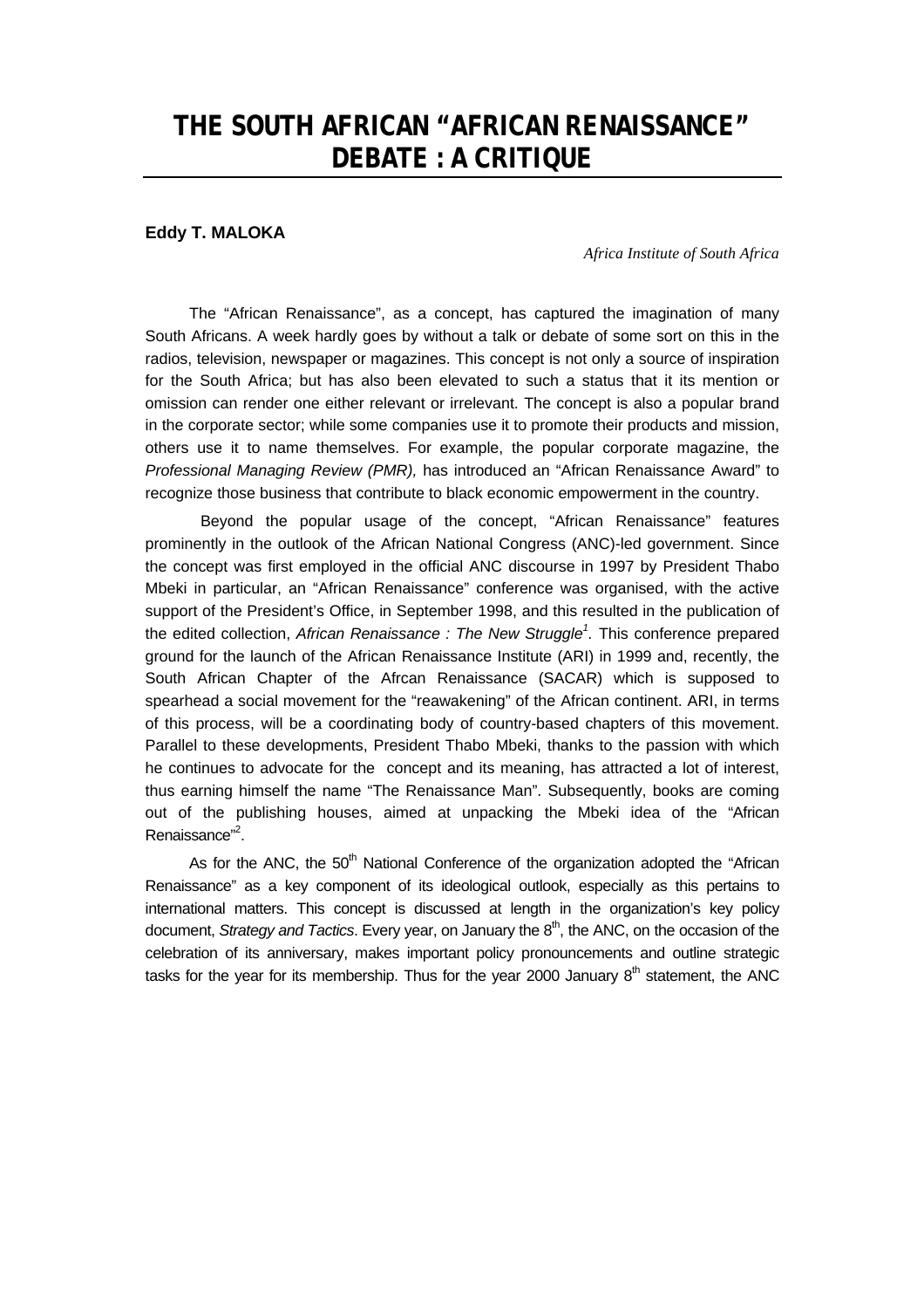# THE SOUTH AFRICAN "AFRICAN RENAISSANCE" DEBATE : A CRITIQUE

**Eddy T. MALOKA**

*Africa Institute of South Africa*

The "African Renaissance", as a concept, has captured the imagination of many South Africans. A week hardly goes by without a talk or debate of some sort on this in the radios, television, newspaper or magazines. This concept is not only a source of inspiration for the South Africa; but has also been elevated to such a status that it its mention or omission can render one either relevant or irrelevant. The concept is also a popular brand in the corporate sector; while some companies use it to promote their products and mission, others use it to name themselves. For example, the popular corporate magazine, the *Professional Managing Review (PMR),* has introduced an "African Renaissance Award" to recognize those business that contribute to black economic empowerment in the country.

Beyond the popular usage of the concept, "African Renaissance" features prominently in the outlook of the African National Congress (ANC)-led government. Since the concept was first employed in the official ANC discourse in 1997 by President Thabo Mbeki in particular, an "African Renaissance" conference was organised, with the active support of the President's Office, in September 1998, and this resulted in the publication of the edited collection, *African Renaissance : The New Struggle*[1]. This conference prepared ground for the launch of the African Renaissance Institute (ARI) in 1999 and, recently, the South African Chapter of the Afrcan Renaissance (SACAR) which is supposed to spearhead a social movement for the "reawakening" of the African continent. ARI, in terms of this process, will be a coordinating body of country-based chapters of this movement. Parallel to these developments, President Thabo Mbeki, thanks to the passion with which he continues to advocate for the concept and its meaning, has attracted a lot of interest, thus earning himself the name "The Renaissance Man". Subsequently, books are coming out of the publishing houses, aimed at unpacking the Mbeki idea of the "African Renaissance"[2].

As for the ANC, the 50th National Conference of the organization adopted the "African Renaissance" as a key component of its ideological outlook, especially as this pertains to international matters. This concept is discussed at length in the organization's key policy document, *Strategy and Tactics*. Every year, on January the 8th, the ANC, on the occasion of the celebration of its anniversary, makes important policy pronouncements and outline strategic tasks for the year for its membership. Thus for the year 2000 January 8th statement, the ANC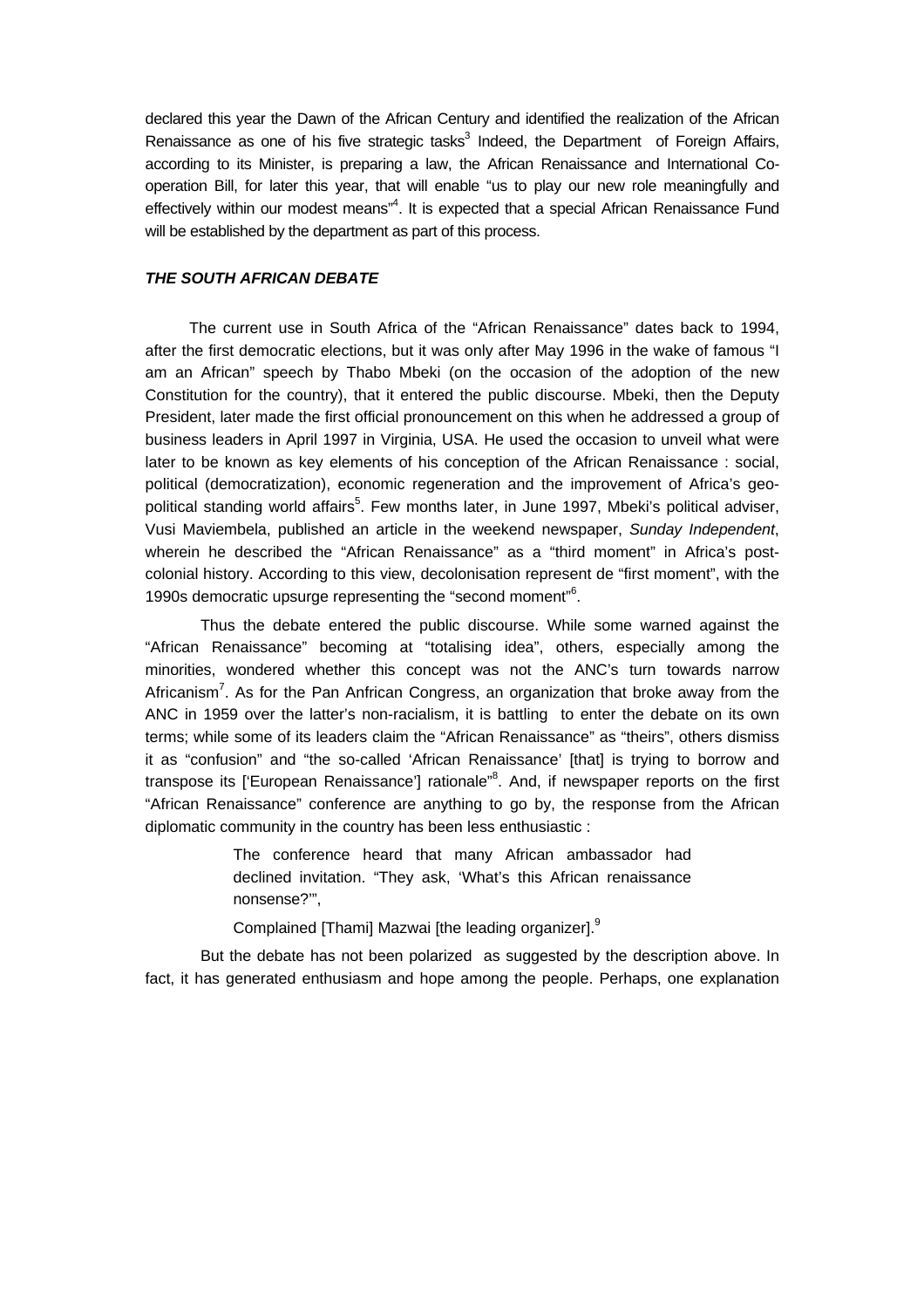declared this year the Dawn of the African Century and identified the realization of the African Renaissance as one of his five strategic tasks[3] Indeed, the Department of Foreign Affairs, according to its Minister, is preparing a law, the African Renaissance and International Co-operation Bill, for later this year, that will enable "us to play our new role meaningfully and effectively within our modest means"[4]. It is expected that a special African Renaissance Fund will be established by the department as part of this process.

### ***THE SOUTH AFRICAN DEBATE***

The current use in South Africa of the "African Renaissance" dates back to 1994, after the first democratic elections, but it was only after May 1996 in the wake of famous "I am an African" speech by Thabo Mbeki (on the occasion of the adoption of the new Constitution for the country), that it entered the public discourse. Mbeki, then the Deputy President, later made the first official pronouncement on this when he addressed a group of business leaders in April 1997 in Virginia, USA. He used the occasion to unveil what were later to be known as key elements of his conception of the African Renaissance : social, political (democratization), economic regeneration and the improvement of Africa's geo-political standing world affairs[5]. Few months later, in June 1997, Mbeki's political adviser, Vusi Maviembela, published an article in the weekend newspaper, *Sunday Independent*, wherein he described the "African Renaissance" as a "third moment" in Africa's post-colonial history. According to this view, decolonisation represent de "first moment", with the 1990s democratic upsurge representing the "second moment"[6].

Thus the debate entered the public discourse. While some warned against the "African Renaissance" becoming at "totalising idea", others, especially among the minorities, wondered whether this concept was not the ANC's turn towards narrow Africanism[7]. As for the Pan Anfrican Congress, an organization that broke away from the ANC in 1959 over the latter's non-racialism, it is battling to enter the debate on its own terms; while some of its leaders claim the "African Renaissance" as "theirs", others dismiss it as "confusion" and "the so-called 'African Renaissance' [that] is trying to borrow and transpose its ['European Renaissance'] rationale"[8]. And, if newspaper reports on the first "African Renaissance" conference are anything to go by, the response from the African diplomatic community in the country has been less enthusiastic :

> The conference heard that many African ambassador had declined invitation. "They ask, 'What's this African renaissance nonsense?'",
>
> Complained [Thami] Mazwai [the leading organizer].[9]

But the debate has not been polarized as suggested by the description above. In fact, it has generated enthusiasm and hope among the people. Perhaps, one explanation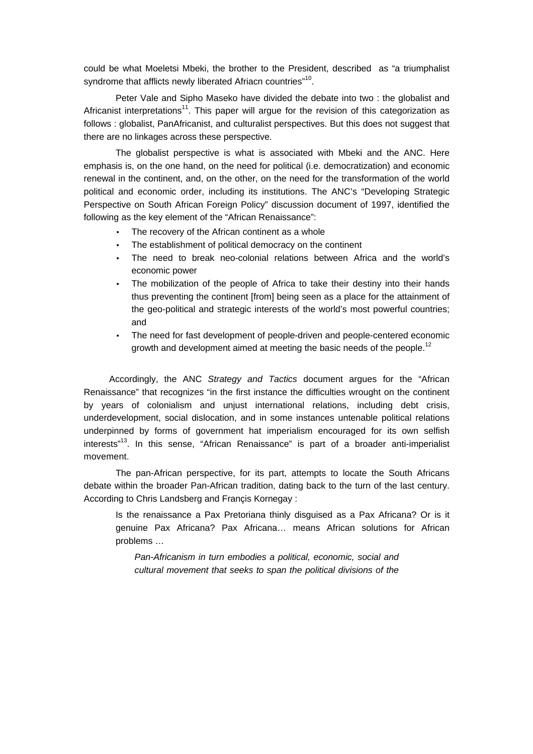could be what Moeletsi Mbeki, the brother to the President, described as "a triumphalist syndrome that afflicts newly liberated Afriacn countries"[10].

Peter Vale and Sipho Maseko have divided the debate into two : the globalist and Africanist interpretations[11]. This paper will argue for the revision of this categorization as follows : globalist, PanAfricanist, and culturalist perspectives. But this does not suggest that there are no linkages across these perspective.

The globalist perspective is what is associated with Mbeki and the ANC. Here emphasis is, on the one hand, on the need for political (i.e. democratization) and economic renewal in the continent, and, on the other, on the need for the transformation of the world political and economic order, including its institutions. The ANC's "Developing Strategic Perspective on South African Foreign Policy" discussion document of 1997, identified the following as the key element of the "African Renaissance":

- The recovery of the African continent as a whole
- The establishment of political democracy on the continent
- The need to break neo-colonial relations between Africa and the world's economic power
- The mobilization of the people of Africa to take their destiny into their hands thus preventing the continent [from] being seen as a place for the attainment of the geo-political and strategic interests of the world's most powerful countries; and
- The need for fast development of people-driven and people-centered economic growth and development aimed at meeting the basic needs of the people.[12]

Accordingly, the ANC *Strategy and Tactics* document argues for the "African Renaissance" that recognizes "in the first instance the difficulties wrought on the continent by years of colonialism and unjust international relations, including debt crisis, underdevelopment, social dislocation, and in some instances untenable political relations underpinned by forms of government hat imperialism encouraged for its own selfish interests"[13]. In this sense, "African Renaissance" is part of a broader anti-imperialist movement.

The pan-African perspective, for its part, attempts to locate the South Africans debate within the broader Pan-African tradition, dating back to the turn of the last century. According to Chris Landsberg and Françis Kornegay :

> Is the renaissance a Pax Pretoriana thinly disguised as a Pax Africana? Or is it genuine Pax Africana? Pax Africana… means African solutions for African problems …
>
> *Pan-Africanism in turn embodies a political, economic, social and cultural movement that seeks to span the political divisions of the*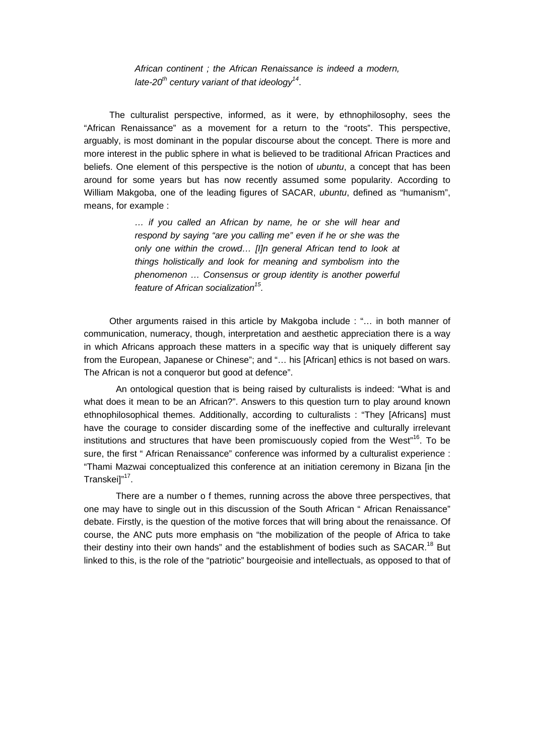> *African continent ; the African Renaissance is indeed a modern, late-20th century variant of that ideology[14].*

The culturalist perspective, informed, as it were, by ethnophilosophy, sees the "African Renaissance" as a movement for a return to the "roots". This perspective, arguably, is most dominant in the popular discourse about the concept. There is more and more interest in the public sphere in what is believed to be traditional African Practices and beliefs. One element of this perspective is the notion of *ubuntu*, a concept that has been around for some years but has now recently assumed some popularity. According to William Makgoba, one of the leading figures of SACAR, *ubuntu*, defined as "humanism", means, for example :

> *… if you called an African by name, he or she will hear and respond by saying "are you calling me" even if he or she was the only one within the crowd… [I]n general African tend to look at things holistically and look for meaning and symbolism into the phenomenon … Consensus or group identity is another powerful feature of African socialization[15].*

Other arguments raised in this article by Makgoba include : "… in both manner of communication, numeracy, though, interpretation and aesthetic appreciation there is a way in which Africans approach these matters in a specific way that is uniquely different say from the European, Japanese or Chinese"; and "… his [African] ethics is not based on wars. The African is not a conqueror but good at defence".

An ontological question that is being raised by culturalists is indeed: "What is and what does it mean to be an African?". Answers to this question turn to play around known ethnophilosophical themes. Additionally, according to culturalists : "They [Africans] must have the courage to consider discarding some of the ineffective and culturally irrelevant institutions and structures that have been promiscuously copied from the West"[16]. To be sure, the first " African Renaissance" conference was informed by a culturalist experience : "Thami Mazwai conceptualized this conference at an initiation ceremony in Bizana [in the Transkei]"[17].

There are a number o f themes, running across the above three perspectives, that one may have to single out in this discussion of the South African " African Renaissance" debate. Firstly, is the question of the motive forces that will bring about the renaissance. Of course, the ANC puts more emphasis on "the mobilization of the people of Africa to take their destiny into their own hands" and the establishment of bodies such as SACAR.[18] But linked to this, is the role of the "patriotic" bourgeoisie and intellectuals, as opposed to that of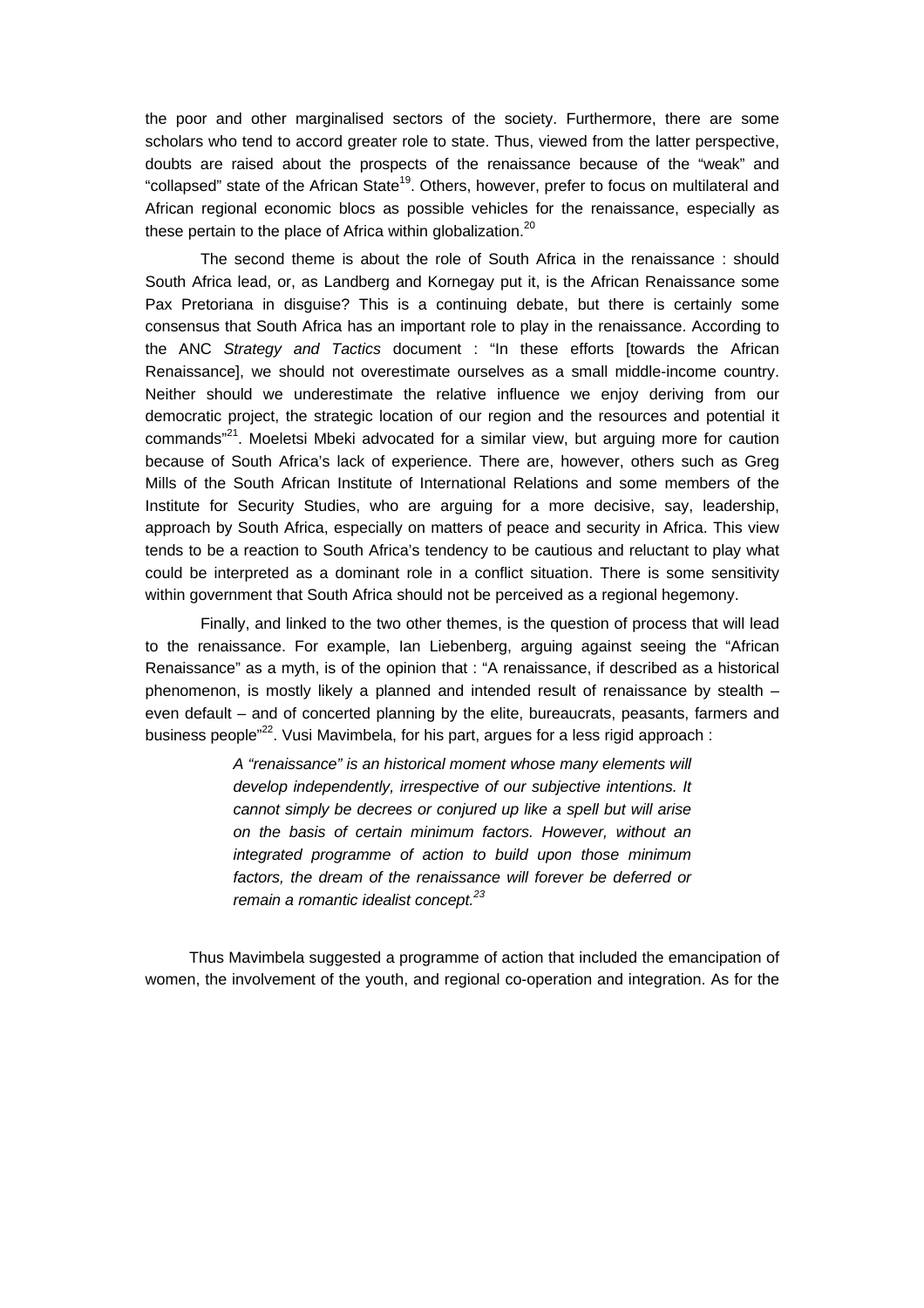the poor and other marginalised sectors of the society. Furthermore, there are some scholars who tend to accord greater role to state. Thus, viewed from the latter perspective, doubts are raised about the prospects of the renaissance because of the "weak" and "collapsed" state of the African State[19]. Others, however, prefer to focus on multilateral and African regional economic blocs as possible vehicles for the renaissance, especially as these pertain to the place of Africa within globalization.[20]

The second theme is about the role of South Africa in the renaissance : should South Africa lead, or, as Landberg and Kornegay put it, is the African Renaissance some Pax Pretoriana in disguise? This is a continuing debate, but there is certainly some consensus that South Africa has an important role to play in the renaissance. According to the ANC *Strategy and Tactics* document : "In these efforts [towards the African Renaissance], we should not overestimate ourselves as a small middle-income country. Neither should we underestimate the relative influence we enjoy deriving from our democratic project, the strategic location of our region and the resources and potential it commands"[21]. Moeletsi Mbeki advocated for a similar view, but arguing more for caution because of South Africa's lack of experience. There are, however, others such as Greg Mills of the South African Institute of International Relations and some members of the Institute for Security Studies, who are arguing for a more decisive, say, leadership, approach by South Africa, especially on matters of peace and security in Africa. This view tends to be a reaction to South Africa's tendency to be cautious and reluctant to play what could be interpreted as a dominant role in a conflict situation. There is some sensitivity within government that South Africa should not be perceived as a regional hegemony.

Finally, and linked to the two other themes, is the question of process that will lead to the renaissance. For example, Ian Liebenberg, arguing against seeing the "African Renaissance" as a myth, is of the opinion that : "A renaissance, if described as a historical phenomenon, is mostly likely a planned and intended result of renaissance by stealth – even default – and of concerted planning by the elite, bureaucrats, peasants, farmers and business people"[22]. Vusi Mavimbela, for his part, argues for a less rigid approach :

> *A "renaissance" is an historical moment whose many elements will develop independently, irrespective of our subjective intentions. It cannot simply be decrees or conjured up like a spell but will arise on the basis of certain minimum factors. However, without an integrated programme of action to build upon those minimum factors, the dream of the renaissance will forever be deferred or remain a romantic idealist concept.*[23]

Thus Mavimbela suggested a programme of action that included the emancipation of women, the involvement of the youth, and regional co-operation and integration. As for the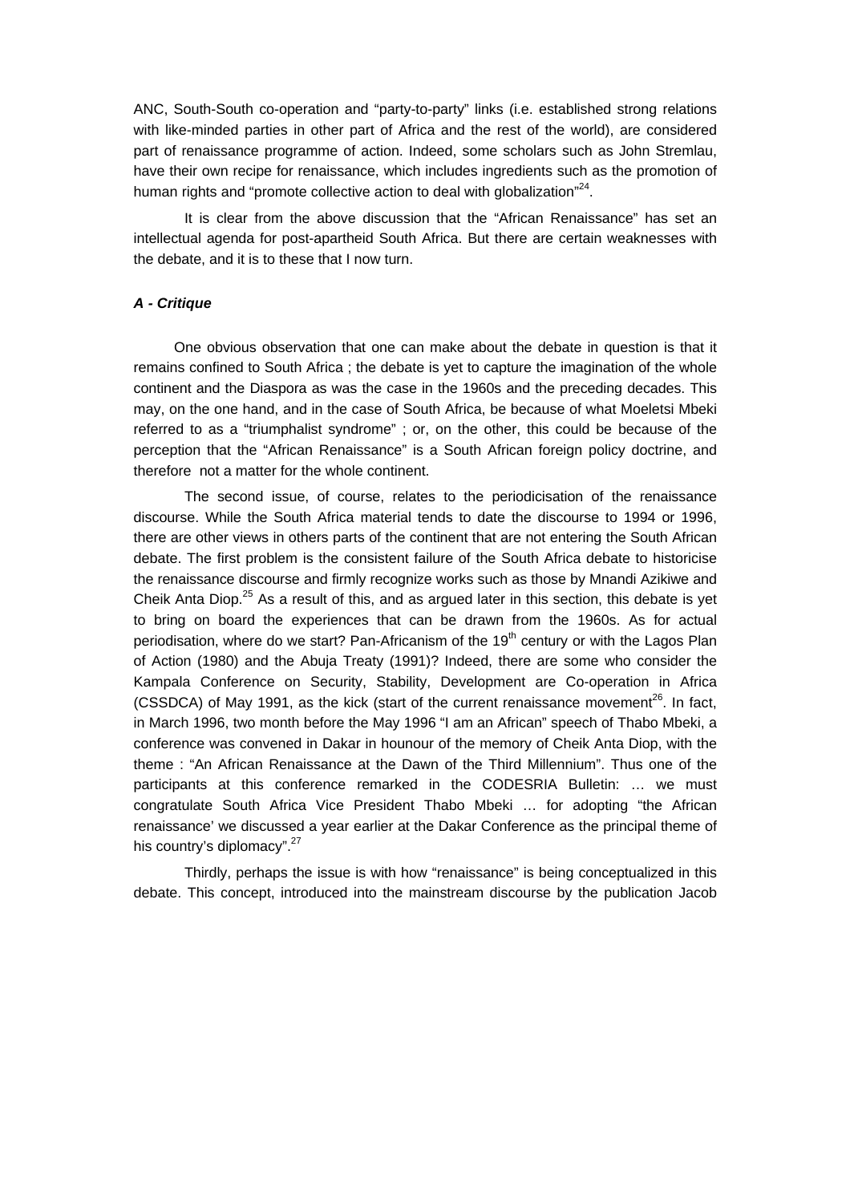ANC, South-South co-operation and "party-to-party" links (i.e. established strong relations with like-minded parties in other part of Africa and the rest of the world), are considered part of renaissance programme of action. Indeed, some scholars such as John Stremlau, have their own recipe for renaissance, which includes ingredients such as the promotion of human rights and "promote collective action to deal with globalization"[24].

It is clear from the above discussion that the "African Renaissance" has set an intellectual agenda for post-apartheid South Africa. But there are certain weaknesses with the debate, and it is to these that I now turn.

***A - Critique***

One obvious observation that one can make about the debate in question is that it remains confined to South Africa ; the debate is yet to capture the imagination of the whole continent and the Diaspora as was the case in the 1960s and the preceding decades. This may, on the one hand, and in the case of South Africa, be because of what Moeletsi Mbeki referred to as a "triumphalist syndrome" ; or, on the other, this could be because of the perception that the "African Renaissance" is a South African foreign policy doctrine, and therefore not a matter for the whole continent.

The second issue, of course, relates to the periodicisation of the renaissance discourse. While the South Africa material tends to date the discourse to 1994 or 1996, there are other views in others parts of the continent that are not entering the South African debate. The first problem is the consistent failure of the South Africa debate to historicise the renaissance discourse and firmly recognize works such as those by Mnandi Azikiwe and Cheik Anta Diop.[25] As a result of this, and as argued later in this section, this debate is yet to bring on board the experiences that can be drawn from the 1960s. As for actual periodisation, where do we start? Pan-Africanism of the 19th century or with the Lagos Plan of Action (1980) and the Abuja Treaty (1991)? Indeed, there are some who consider the Kampala Conference on Security, Stability, Development are Co-operation in Africa (CSSDCA) of May 1991, as the kick (start of the current renaissance movement[26]. In fact, in March 1996, two month before the May 1996 "I am an African" speech of Thabo Mbeki, a conference was convened in Dakar in hounour of the memory of Cheik Anta Diop, with the theme : "An African Renaissance at the Dawn of the Third Millennium". Thus one of the participants at this conference remarked in the CODESRIA Bulletin: … we must congratulate South Africa Vice President Thabo Mbeki … for adopting "the African renaissance' we discussed a year earlier at the Dakar Conference as the principal theme of his country's diplomacy".[27]

Thirdly, perhaps the issue is with how "renaissance" is being conceptualized in this debate. This concept, introduced into the mainstream discourse by the publication Jacob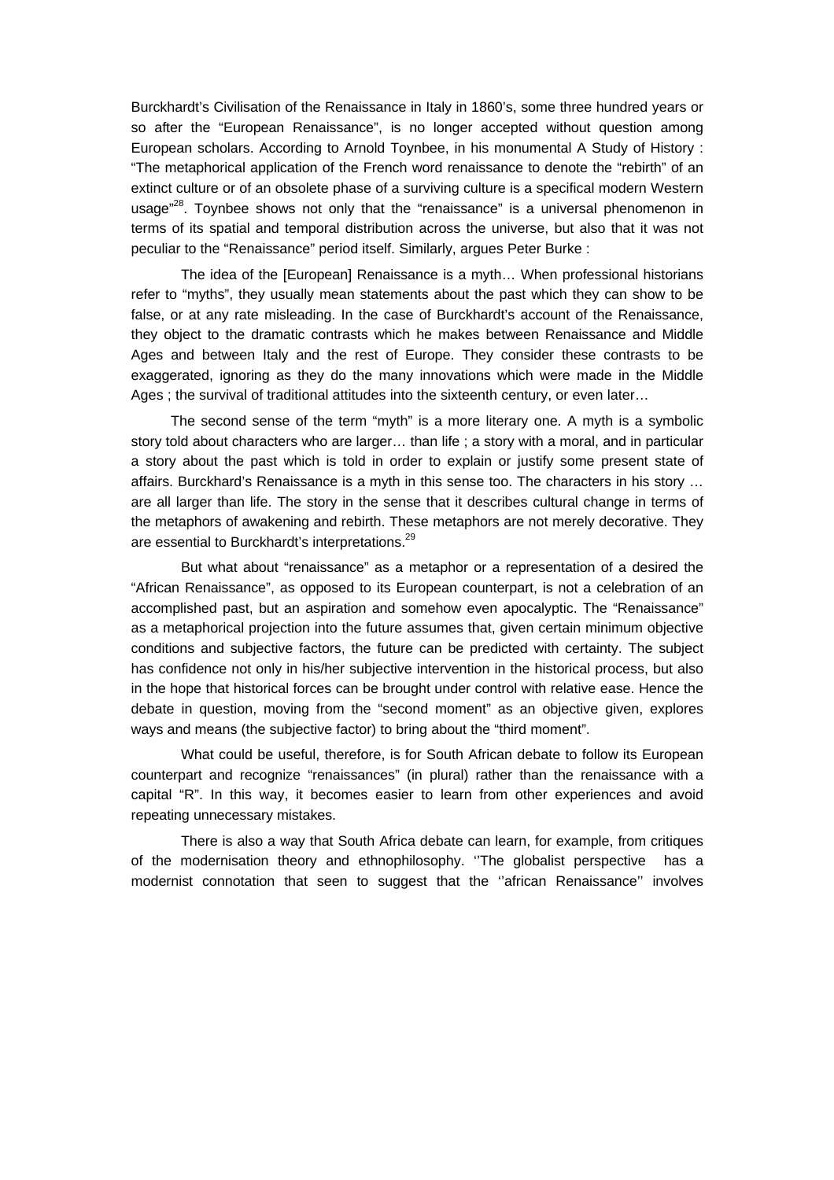Burckhardt's Civilisation of the Renaissance in Italy in 1860's, some three hundred years or so after the "European Renaissance", is no longer accepted without question among European scholars. According to Arnold Toynbee, in his monumental A Study of History : "The metaphorical application of the French word renaissance to denote the "rebirth" of an extinct culture or of an obsolete phase of a surviving culture is a specifical modern Western usage"[28]. Toynbee shows not only that the "renaissance" is a universal phenomenon in terms of its spatial and temporal distribution across the universe, but also that it was not peculiar to the "Renaissance" period itself. Similarly, argues Peter Burke :

> The idea of the [European] Renaissance is a myth… When professional historians refer to "myths", they usually mean statements about the past which they can show to be false, or at any rate misleading. In the case of Burckhardt's account of the Renaissance, they object to the dramatic contrasts which he makes between Renaissance and Middle Ages and between Italy and the rest of Europe. They consider these contrasts to be exaggerated, ignoring as they do the many innovations which were made in the Middle Ages ; the survival of traditional attitudes into the sixteenth century, or even later…
>
> The second sense of the term "myth" is a more literary one. A myth is a symbolic story told about characters who are larger… than life ; a story with a moral, and in particular a story about the past which is told in order to explain or justify some present state of affairs. Burckhard's Renaissance is a myth in this sense too. The characters in his story … are all larger than life. The story in the sense that it describes cultural change in terms of the metaphors of awakening and rebirth. These metaphors are not merely decorative. They are essential to Burckhardt's interpretations.[29]

But what about "renaissance" as a metaphor or a representation of a desired the "African Renaissance", as opposed to its European counterpart, is not a celebration of an accomplished past, but an aspiration and somehow even apocalyptic. The "Renaissance" as a metaphorical projection into the future assumes that, given certain minimum objective conditions and subjective factors, the future can be predicted with certainty. The subject has confidence not only in his/her subjective intervention in the historical process, but also in the hope that historical forces can be brought under control with relative ease. Hence the debate in question, moving from the "second moment" as an objective given, explores ways and means (the subjective factor) to bring about the "third moment".

What could be useful, therefore, is for South African debate to follow its European counterpart and recognize "renaissances" (in plural) rather than the renaissance with a capital "R". In this way, it becomes easier to learn from other experiences and avoid repeating unnecessary mistakes.

There is also a way that South Africa debate can learn, for example, from critiques of the modernisation theory and ethnophilosophy. ''The globalist perspective has a modernist connotation that seen to suggest that the ''african Renaissance'' involves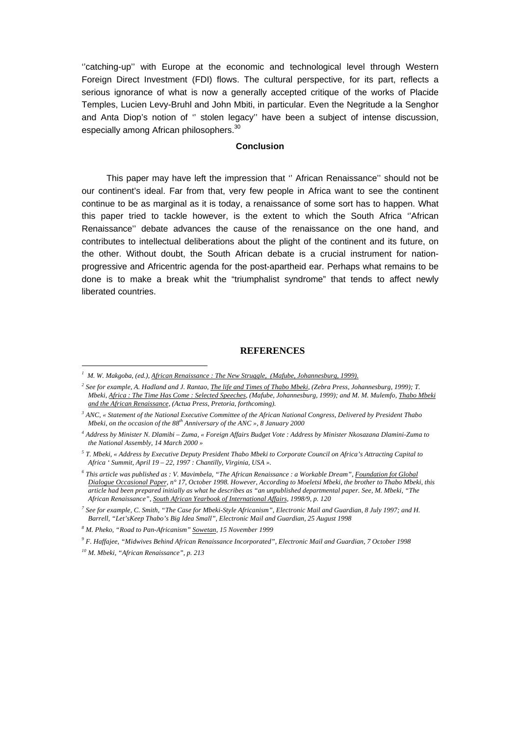''catching-up'' with Europe at the economic and technological level through Western Foreign Direct Investment (FDI) flows. The cultural perspective, for its part, reflects a serious ignorance of what is now a generally accepted critique of the works of Placide Temples, Lucien Levy-Bruhl and John Mbiti, in particular. Even the Negritude a la Senghor and Anta Diop's notion of '' stolen legacy'' have been a subject of intense discussion, especially among African philosophers.[30]

## Conclusion

This paper may have left the impression that '' African Renaissance'' should not be our continent's ideal. Far from that, very few people in Africa want to see the continent continue to be as marginal as it is today, a renaissance of some sort has to happen. What this paper tried to tackle however, is the extent to which the South Africa ''African Renaissance'' debate advances the cause of the renaissance on the one hand, and contributes to intellectual deliberations about the plight of the continent and its future, on the other. Without doubt, the South African debate is a crucial instrument for nation-progressive and Africentric agenda for the post-apartheid ear. Perhaps what remains to be done is to make a break whit the "triumphalist syndrome" that tends to affect newly liberated countries.

## REFERENCES

[1] *M. W. Makgoba, (ed.), Africant Renaissance : The New Struggle, (Mafube, Johannesburg, 1999).*

[2] *See for example, A. Hadland and J. Rantao, The life and Times of Thabo Mbeki, (Zebra Press, Johannesburg, 1999); T. Mbeki, Africa : The Time Has Come : Selected Speeches, (Mafube, Johannesburg, 1999); and M. M. Mulemfo, Thabo Mbeki and the African Renaissance, (Actua Press, Pretoria, forthcoming).*

[3] *ANC, « Statement of the National Executive Committee of the African National Congress, Delivered by President Thabo Mbeki, on the occasion of the 88th Anniversary of the ANC », 8 January 2000*

[4] *Address by Minister N. Dlamibi – Zuma, « Foreign Affairs Budget Vote : Address by Minister Nkosazana Dlamini-Zuma to the National Assembly, 14 March 2000 »*

[5] *T. Mbeki, « Address by Executive Deputy President Thabo Mbeki to Corporate Council on Africa's Attracting Capital to Africa ' Summit, April 19 – 22, 1997 : Chantilly, Virginia, USA ».*

[6] *This article was published as : V. Mavimbela, "The African Renaissance : a Workable Dream", Foundation fot Global Dialogue Occasional Paper, n° 17, October 1998. However, According to Moeletsi Mbeki, the brother to Thabo Mbeki, this article had been prepared initially as what he describes as "an unpublished departmental paper. See, M. Mbeki, "The African Renaissance", South African Yearbook of International Affairs, 1998/9, p. 120*

[7] *See for example, C. Smith, "The Case for Mbeki-Style Africanism", Electronic Mail and Guardian, 8 July 1997; and H. Barrell, "Let'sKeep Thabo's Big Idea Small", Electronic Mail and Guardian, 25 August 1998*

[8] *M. Pheko, "Road to Pan-Africanism" Sowetan, 15 November 1999*

[9] *F. Haffajee, "Midwives Behind African Renaissance Incorporated", Electronic Mail and Guardian, 7 October 1998*

[10] *M. Mbeki, "African Renaissance", p. 213*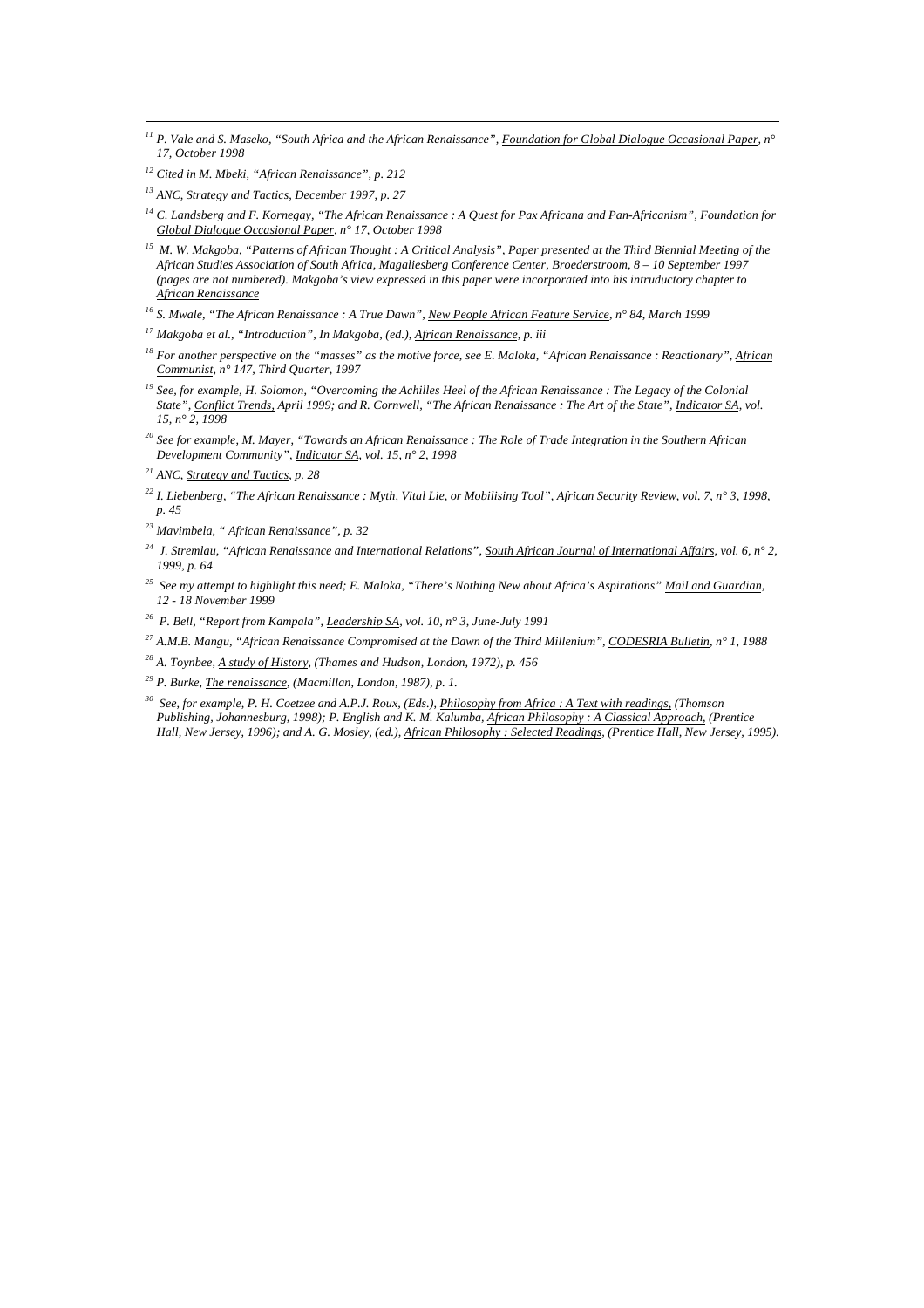[11] *P. Vale and S. Maseko, "South Africa and the African Renaissance", Foundation for Global Dialogue Occasional Paper, n° 17, October 1998*

[12] *Cited in M. Mbeki, "African Renaissance", p. 212*

[13] *ANC, Strategy and Tactics, December 1997, p. 27*

[14] *C. Landsberg and F. Kornegay, "The African Renaissance : A Quest for Pax Africana and Pan-Africanism", Foundation for Global Dialogue Occasional Paper, n° 17, October 1998*

[15] *M. W. Makgoba, "Patterns of African Thought : A Critical Analysis", Paper presented at the Third Biennial Meeting of the African Studies Association of South Africa, Magaliesberg Conference Center, Broederstroom, 8 – 10 September 1997 (pages are not numbered). Makgoba's view expressed in this paper were incorporated into his intruductory chapter to African Renaissance*

[16] *S. Mwale, "The African Renaissance : A True Dawn", New People African Feature Service, n° 84, March 1999*

[17] *Makgoba et al., "Introduction", In Makgoba, (ed.), African Renaissance, p. iii*

[18] *For another perspective on the "masses" as the motive force, see E. Maloka, "African Renaissance : Reactionary", African Communist, n° 147, Third Quarter, 1997*

[19] *See, for example, H. Solomon, "Overcoming the Achilles Heel of the African Renaissance : The Legacy of the Colonial State", Conflict Trends, April 1999; and R. Cornwell, "The African Renaissance : The Art of the State", Indicator SA, vol. 15, n° 2, 1998*

[20] *See for example, M. Mayer, "Towards an African Renaissance : The Role of Trade Integration in the Southern African Development Community", Indicator SA, vol. 15, n° 2, 1998*

[21] *ANC, Strategy and Tactics, p. 28*

[22] *I. Liebenberg, "The African Renaissance : Myth, Vital Lie, or Mobilising Tool", African Security Review, vol. 7, n° 3, 1998, p. 45*

[23] *Mavimbela, " African Renaissance", p. 32*

[24] *J. Stremlau, "African Renaissance and International Relations", South African Journal of International Affairs, vol. 6, n° 2, 1999, p. 64*

[25] *See my attempt to highlight this need; E. Maloka, "There's Nothing New about Africa's Aspirations" Mail and Guardian, 12 - 18 November 1999*

[26] *P. Bell, "Report from Kampala", Leadership SA, vol. 10, n° 3, June-July 1991*

[27] *A.M.B. Mangu, "African Renaissance Compromised at the Dawn of the Third Millenium", CODESRIA Bulletin, n° 1, 1988*

[28] *A. Toynbee, A study of History, (Thames and Hudson, London, 1972), p. 456*

[29] *P. Burke, The renaissance, (Macmillan, London, 1987), p. 1.*

[30] *See, for example, P. H. Coetzee and A.P.J. Roux, (Eds.), Philosophy from Africa : A Text with readings, (Thomson Publishing, Johannesburg, 1998); P. English and K. M. Kalumba, African Philosophy : A Classical Approach, (Prentice Hall, New Jersey, 1996); and A. G. Mosley, (ed.), African Philosophy : Selected Readings, (Prentice Hall, New Jersey, 1995).*